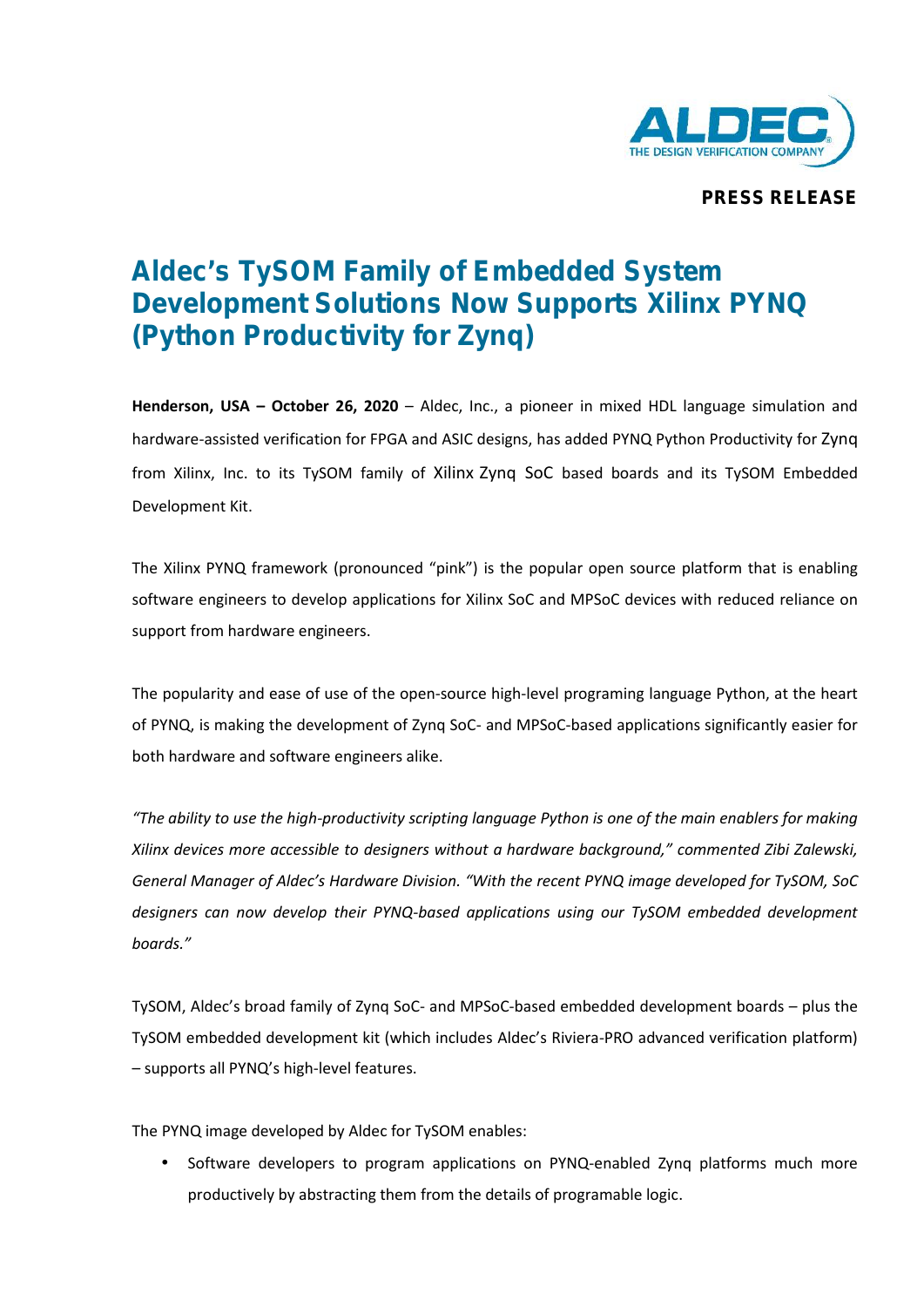**PRESS RELEASE**

# Aldec's TySOM Family of Embedded System Development Solutions Now Supports Xilinx PYNQ (Python Productivity for Zynq)

**Henderson, USA – October 26, 2020** – Aldec, Inc., a pioneer in mixed HDL language simulation and hardware-assisted verification for FPGA and ASIC designs, has added PYNQ Python Productivity for Zynq from Xilinx, Inc. to its TySOM family of Xilinx Zynq SoC based boards and its TySOM Embedded Development Kit.

The Xilinx PYNQ framework (pronounced "pink") is the popular open source platform that is enabling software engineers to develop applications for Xilinx SoC and MPSoC devices with reduced reliance on support from hardware engineers.

The popularity and ease of use of the open-source high-level programing language Python, at the heart of PYNQ, is making the development of Zynq SoC- and MPSoC-based applications significantly easier for both hardware and software engineers alike.

*"The ability to use the high-productivity scripting language Python is one of the main enablers for making Xilinx devices more accessible to designers without a hardware background," commented Zibi Zalewski, General Manager of Aldec's Hardware Division. "With the recent PYNQ image developed for TySOM, SoC designers can now develop their PYNQ-based applications using our TySOM embedded development boards."*

TySOM, Aldec's broad family of Zynq SoC- and MPSoC-based embedded development boards – plus the TySOM embedded development kit (which includes Aldec's Riviera-PRO advanced verification platform) – supports all PYNQ's high-level features.

The PYNQ image developed by Aldec for TySOM enables:

- Software developers to program applications on PYNQ-enabled Zynq platforms much more productively by abstracting them from the details of programable logic.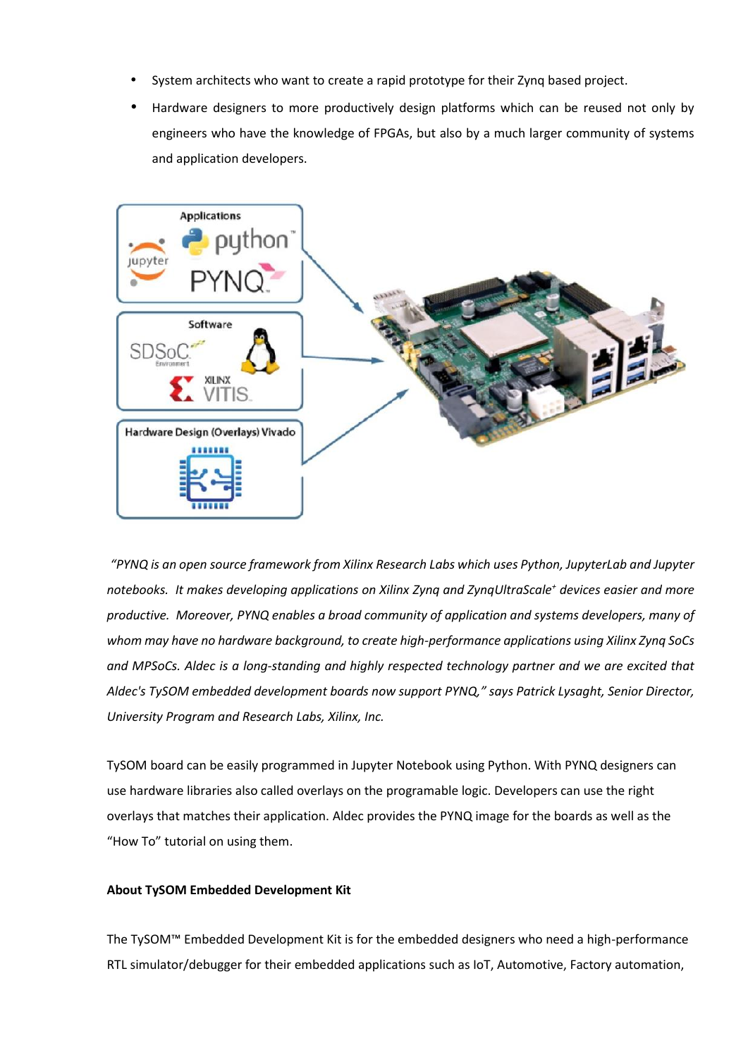- System architects who want to create a rapid prototype for their Zynq based project.
- Hardware designers to more productively design platforms which can be reused not only by engineers who have the knowledge of FPGAs, but also by a much larger community of systems and application developers.

*"PYNQ is an open source framework from Xilinx Research Labs which uses Python, JupyterLab and Jupyter notebooks. It makes developing applications on Xilinx Zynq and ZynqUltraScale+ devices easier and more productive. Moreover, PYNQ enables a broad community of application and systems developers, many of whom may have no hardware background, to create high-performance applications using Xilinx Zynq SoCs and MPSoCs. Aldec is a long-standing and highly respected technology partner and we are excited that Aldec's TySOM embedded development boards now support PYNQ," says Patrick Lysaght, Senior Director, University Program and Research Labs, Xilinx, Inc.*

TySOM board can be easily programmed in Jupyter Notebook using Python. With PYNQ designers can use hardware libraries also called overlays on the programable logic. Developers can use the right overlays that matches their application. Aldec provides the PYNQ image for the boards as well as the "How To" tutorial on using them.

**About TySOM Embedded Development Kit**

The TySOM™ Embedded Development Kit is for the embedded designers who need a high-performance RTL simulator/debugger for their embedded applications such as IoT, Automotive, Factory automation,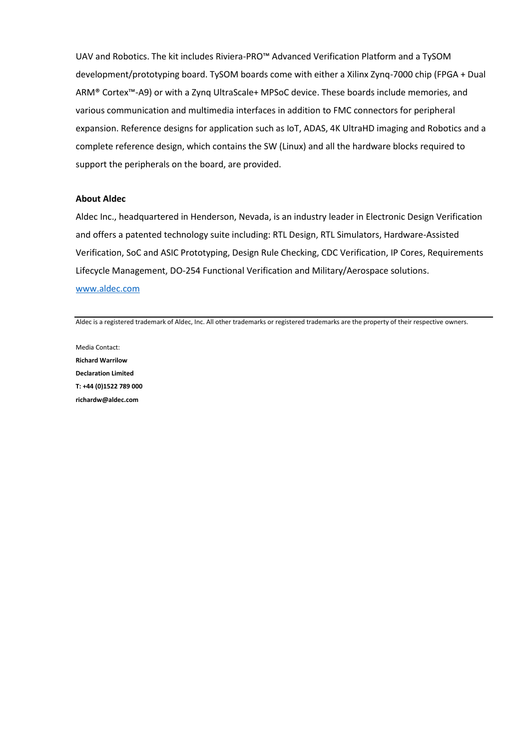UAV and Robotics. The kit includes Riviera-PRO™ Advanced Verification Platform and a TySOM development/prototyping board. TySOM boards come with either a Xilinx Zynq-7000 chip (FPGA + Dual ARM® Cortex™-A9) or with a Zynq UltraScale+ MPSoC device. These boards include memories, and various communication and multimedia interfaces in addition to FMC connectors for peripheral expansion. Reference designs for application such as IoT, ADAS, 4K UltraHD imaging and Robotics and a complete reference design, which contains the SW (Linux) and all the hardware blocks required to support the peripherals on the board, are provided.

**About Aldec**

Aldec Inc., headquartered in Henderson, Nevada, is an industry leader in Electronic Design Verification and offers a patented technology suite including: RTL Design, RTL Simulators, Hardware-Assisted Verification, SoC and ASIC Prototyping, Design Rule Checking, CDC Verification, IP Cores, Requirements Lifecycle Management, DO-254 Functional Verification and Military/Aerospace solutions.

[www.aldec.com](http://www.aldec.com)

---

Aldec is a registered trademark of Aldec, Inc. All other trademarks or registered trademarks are the property of their respective owners.

Media Contact:
**Richard Warrilow**
**Declaration Limited**
**T: +44 (0)1522 789 000**
**richardw@aldec.com**